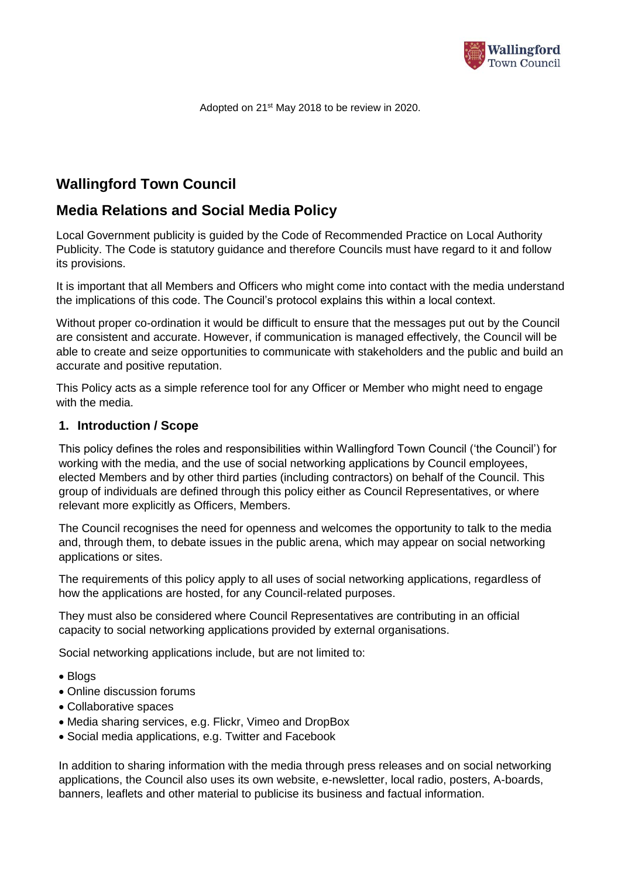Adopted on 21st May 2018 to be review in 2020.

# Wallingford Town Council

## Media Relations and Social Media Policy

Local Government publicity is guided by the Code of Recommended Practice on Local Authority Publicity. The Code is statutory guidance and therefore Councils must have regard to it and follow its provisions.

It is important that all Members and Officers who might come into contact with the media understand the implications of this code. The Council's protocol explains this within a local context.

Without proper co-ordination it would be difficult to ensure that the messages put out by the Council are consistent and accurate. However, if communication is managed effectively, the Council will be able to create and seize opportunities to communicate with stakeholders and the public and build an accurate and positive reputation.

This Policy acts as a simple reference tool for any Officer or Member who might need to engage with the media.

### 1. Introduction / Scope

This policy defines the roles and responsibilities within Wallingford Town Council ('the Council') for working with the media, and the use of social networking applications by Council employees, elected Members and by other third parties (including contractors) on behalf of the Council. This group of individuals are defined through this policy either as Council Representatives, or where relevant more explicitly as Officers, Members.

The Council recognises the need for openness and welcomes the opportunity to talk to the media and, through them, to debate issues in the public arena, which may appear on social networking applications or sites.

The requirements of this policy apply to all uses of social networking applications, regardless of how the applications are hosted, for any Council-related purposes.

They must also be considered where Council Representatives are contributing in an official capacity to social networking applications provided by external organisations.

Social networking applications include, but are not limited to:

- Blogs
- Online discussion forums
- Collaborative spaces
- Media sharing services, e.g. Flickr, Vimeo and DropBox
- Social media applications, e.g. Twitter and Facebook

In addition to sharing information with the media through press releases and on social networking applications, the Council also uses its own website, e-newsletter, local radio, posters, A-boards, banners, leaflets and other material to publicise its business and factual information.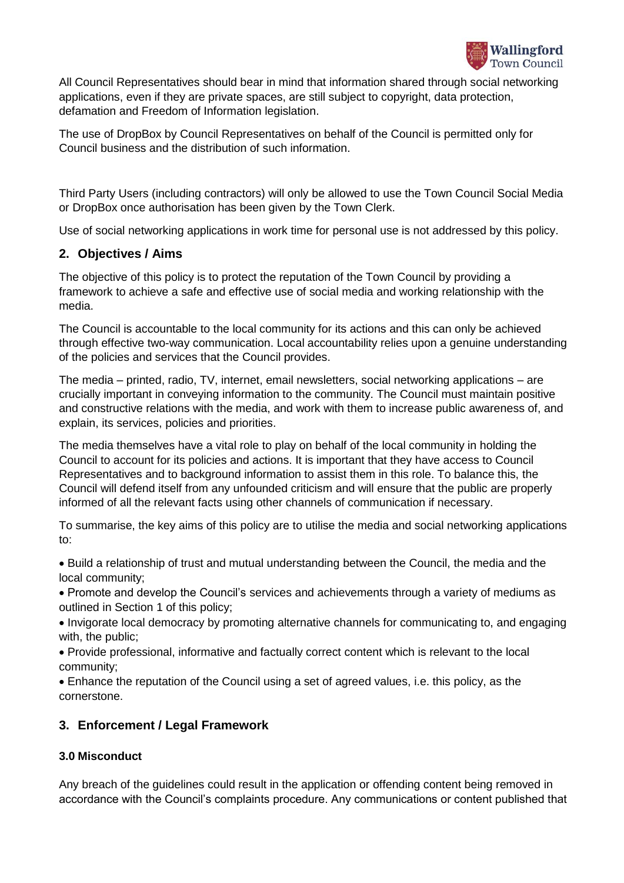All Council Representatives should bear in mind that information shared through social networking applications, even if they are private spaces, are still subject to copyright, data protection, defamation and Freedom of Information legislation.

The use of DropBox by Council Representatives on behalf of the Council is permitted only for Council business and the distribution of such information.

Third Party Users (including contractors) will only be allowed to use the Town Council Social Media or DropBox once authorisation has been given by the Town Clerk.

Use of social networking applications in work time for personal use is not addressed by this policy.

## 2. Objectives / Aims

The objective of this policy is to protect the reputation of the Town Council by providing a framework to achieve a safe and effective use of social media and working relationship with the media.

The Council is accountable to the local community for its actions and this can only be achieved through effective two-way communication. Local accountability relies upon a genuine understanding of the policies and services that the Council provides.

The media – printed, radio, TV, internet, email newsletters, social networking applications – are crucially important in conveying information to the community. The Council must maintain positive and constructive relations with the media, and work with them to increase public awareness of, and explain, its services, policies and priorities.

The media themselves have a vital role to play on behalf of the local community in holding the Council to account for its policies and actions. It is important that they have access to Council Representatives and to background information to assist them in this role. To balance this, the Council will defend itself from any unfounded criticism and will ensure that the public are properly informed of all the relevant facts using other channels of communication if necessary.

To summarise, the key aims of this policy are to utilise the media and social networking applications to:

- Build a relationship of trust and mutual understanding between the Council, the media and the local community;
- Promote and develop the Council's services and achievements through a variety of mediums as outlined in Section 1 of this policy;
- Invigorate local democracy by promoting alternative channels for communicating to, and engaging with, the public;
- Provide professional, informative and factually correct content which is relevant to the local community;
- Enhance the reputation of the Council using a set of agreed values, i.e. this policy, as the cornerstone.

## 3. Enforcement / Legal Framework

### 3.0 Misconduct

Any breach of the guidelines could result in the application or offending content being removed in accordance with the Council's complaints procedure. Any communications or content published that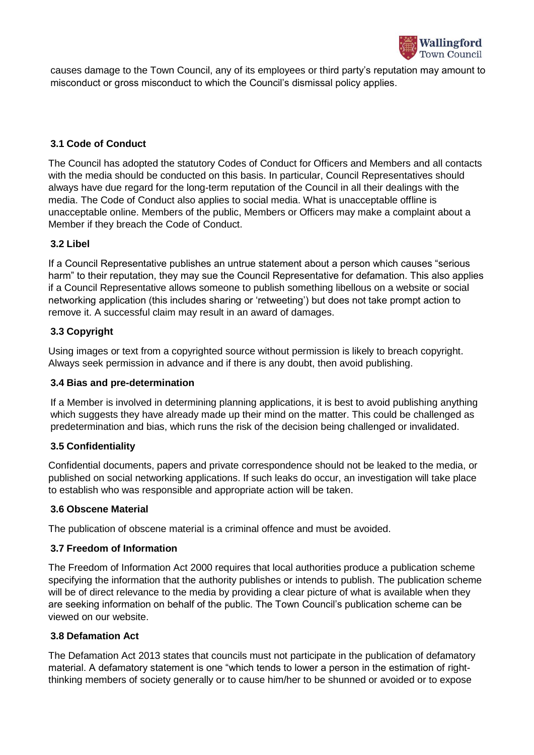causes damage to the Town Council, any of its employees or third party's reputation may amount to misconduct or gross misconduct to which the Council's dismissal policy applies.

### 3.1 Code of Conduct

The Council has adopted the statutory Codes of Conduct for Officers and Members and all contacts with the media should be conducted on this basis. In particular, Council Representatives should always have due regard for the long-term reputation of the Council in all their dealings with the media. The Code of Conduct also applies to social media. What is unacceptable offline is unacceptable online. Members of the public, Members or Officers may make a complaint about a Member if they breach the Code of Conduct.

### 3.2 Libel

If a Council Representative publishes an untrue statement about a person which causes "serious harm" to their reputation, they may sue the Council Representative for defamation. This also applies if a Council Representative allows someone to publish something libellous on a website or social networking application (this includes sharing or 'retweeting') but does not take prompt action to remove it. A successful claim may result in an award of damages.

### 3.3 Copyright

Using images or text from a copyrighted source without permission is likely to breach copyright. Always seek permission in advance and if there is any doubt, then avoid publishing.

### 3.4 Bias and pre-determination

If a Member is involved in determining planning applications, it is best to avoid publishing anything which suggests they have already made up their mind on the matter. This could be challenged as predetermination and bias, which runs the risk of the decision being challenged or invalidated.

### 3.5 Confidentiality

Confidential documents, papers and private correspondence should not be leaked to the media, or published on social networking applications. If such leaks do occur, an investigation will take place to establish who was responsible and appropriate action will be taken.

### 3.6 Obscene Material

The publication of obscene material is a criminal offence and must be avoided.

### 3.7 Freedom of Information

The Freedom of Information Act 2000 requires that local authorities produce a publication scheme specifying the information that the authority publishes or intends to publish. The publication scheme will be of direct relevance to the media by providing a clear picture of what is available when they are seeking information on behalf of the public. The Town Council's publication scheme can be viewed on our website.

### 3.8 Defamation Act

The Defamation Act 2013 states that councils must not participate in the publication of defamatory material. A defamatory statement is one "which tends to lower a person in the estimation of right-thinking members of society generally or to cause him/her to be shunned or avoided or to expose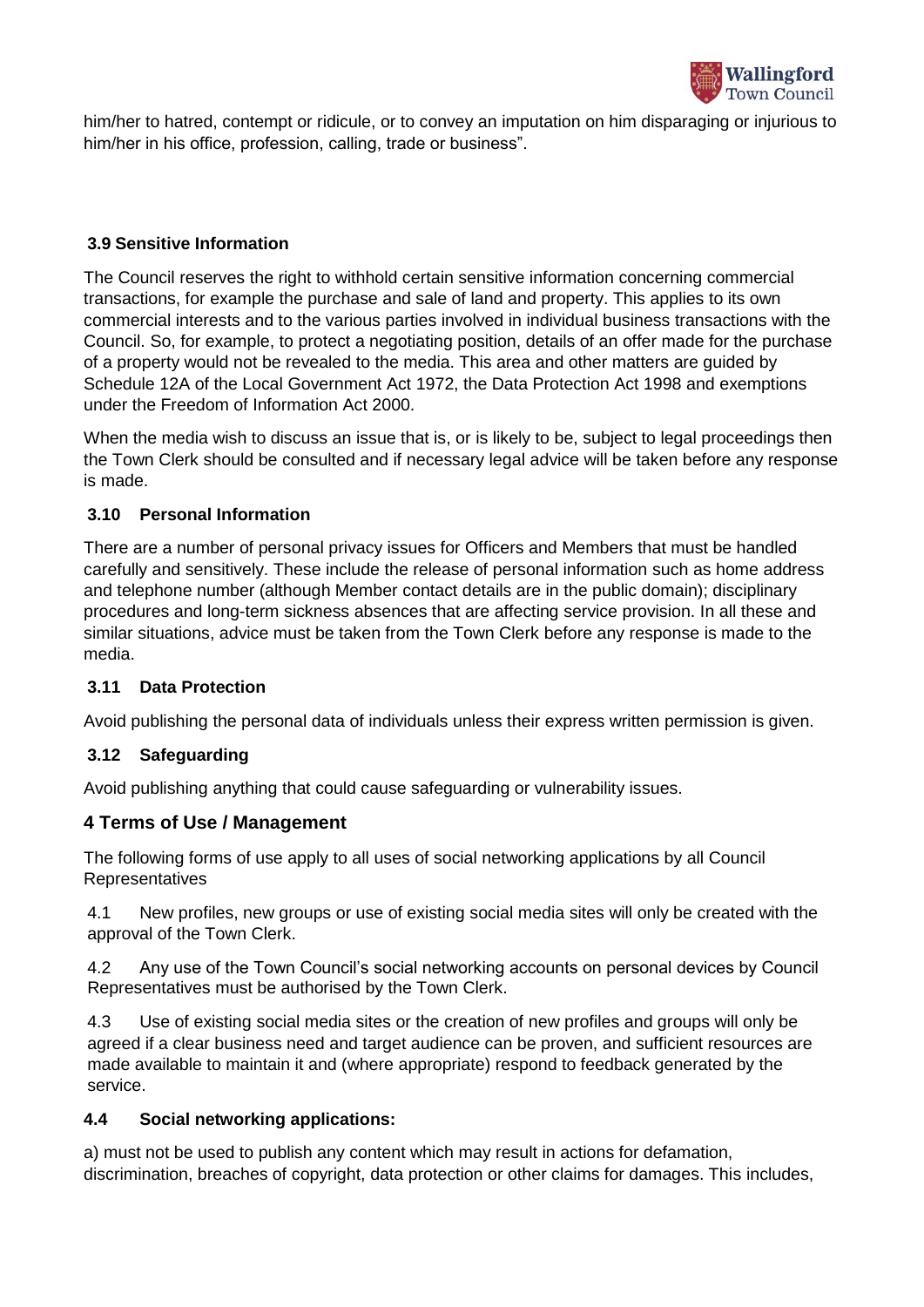him/her to hatred, contempt or ridicule, or to convey an imputation on him disparaging or injurious to him/her in his office, profession, calling, trade or business".

### 3.9 Sensitive Information

The Council reserves the right to withhold certain sensitive information concerning commercial transactions, for example the purchase and sale of land and property. This applies to its own commercial interests and to the various parties involved in individual business transactions with the Council. So, for example, to protect a negotiating position, details of an offer made for the purchase of a property would not be revealed to the media. This area and other matters are guided by Schedule 12A of the Local Government Act 1972, the Data Protection Act 1998 and exemptions under the Freedom of Information Act 2000.

When the media wish to discuss an issue that is, or is likely to be, subject to legal proceedings then the Town Clerk should be consulted and if necessary legal advice will be taken before any response is made.

### 3.10 Personal Information

There are a number of personal privacy issues for Officers and Members that must be handled carefully and sensitively. These include the release of personal information such as home address and telephone number (although Member contact details are in the public domain); disciplinary procedures and long-term sickness absences that are affecting service provision. In all these and similar situations, advice must be taken from the Town Clerk before any response is made to the media.

### 3.11 Data Protection

Avoid publishing the personal data of individuals unless their express written permission is given.

### 3.12 Safeguarding

Avoid publishing anything that could cause safeguarding or vulnerability issues.

## 4 Terms of Use / Management

The following forms of use apply to all uses of social networking applications by all Council Representatives

4.1 New profiles, new groups or use of existing social media sites will only be created with the approval of the Town Clerk.

4.2 Any use of the Town Council's social networking accounts on personal devices by Council Representatives must be authorised by the Town Clerk.

4.3 Use of existing social media sites or the creation of new profiles and groups will only be agreed if a clear business need and target audience can be proven, and sufficient resources are made available to maintain it and (where appropriate) respond to feedback generated by the service.

### 4.4 Social networking applications:

a) must not be used to publish any content which may result in actions for defamation, discrimination, breaches of copyright, data protection or other claims for damages. This includes,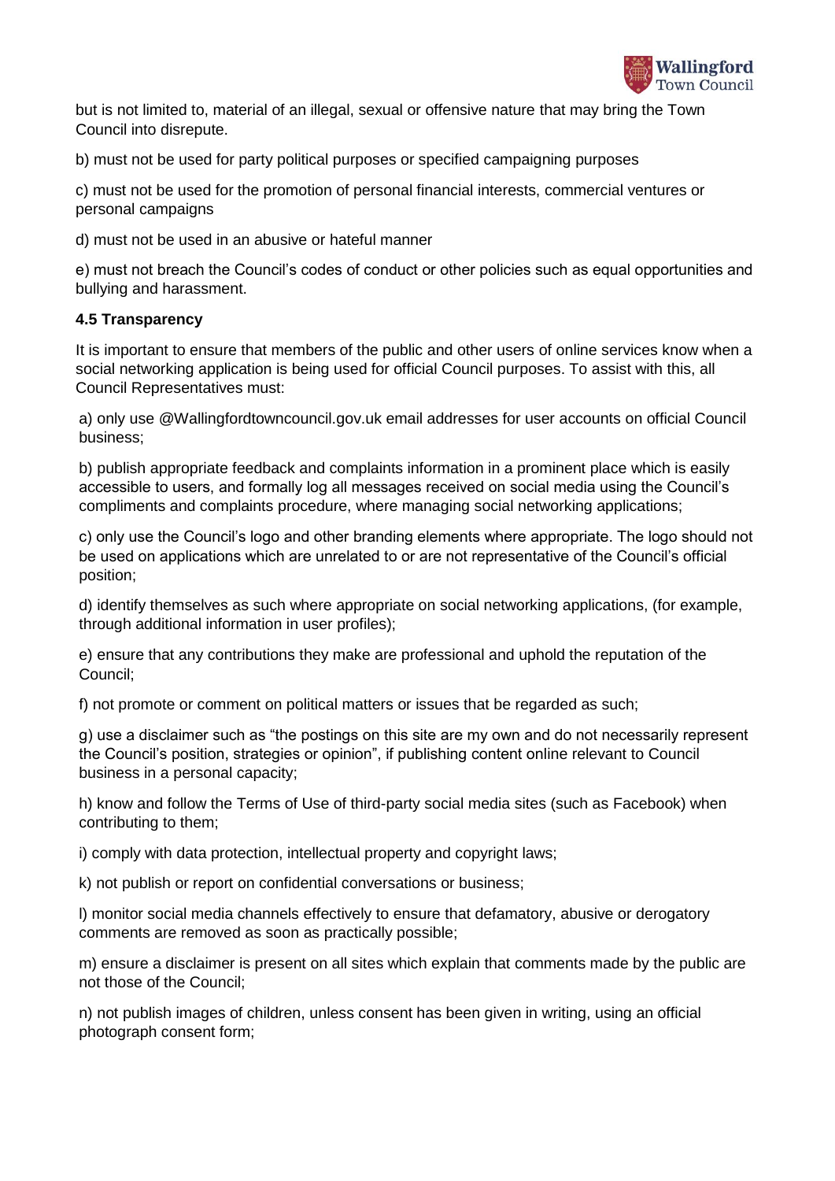but is not limited to, material of an illegal, sexual or offensive nature that may bring the Town Council into disrepute.

b) must not be used for party political purposes or specified campaigning purposes

c) must not be used for the promotion of personal financial interests, commercial ventures or personal campaigns

d) must not be used in an abusive or hateful manner

e) must not breach the Council's codes of conduct or other policies such as equal opportunities and bullying and harassment.

**4.5 Transparency**

It is important to ensure that members of the public and other users of online services know when a social networking application is being used for official Council purposes. To assist with this, all Council Representatives must:

a) only use @Wallingfordtowncouncil.gov.uk email addresses for user accounts on official Council business;

b) publish appropriate feedback and complaints information in a prominent place which is easily accessible to users, and formally log all messages received on social media using the Council's compliments and complaints procedure, where managing social networking applications;

c) only use the Council's logo and other branding elements where appropriate. The logo should not be used on applications which are unrelated to or are not representative of the Council's official position;

d) identify themselves as such where appropriate on social networking applications, (for example, through additional information in user profiles);

e) ensure that any contributions they make are professional and uphold the reputation of the Council;

f) not promote or comment on political matters or issues that be regarded as such;

g) use a disclaimer such as "the postings on this site are my own and do not necessarily represent the Council's position, strategies or opinion", if publishing content online relevant to Council business in a personal capacity;

h) know and follow the Terms of Use of third-party social media sites (such as Facebook) when contributing to them;

i) comply with data protection, intellectual property and copyright laws;

k) not publish or report on confidential conversations or business;

l) monitor social media channels effectively to ensure that defamatory, abusive or derogatory comments are removed as soon as practically possible;

m) ensure a disclaimer is present on all sites which explain that comments made by the public are not those of the Council;

n) not publish images of children, unless consent has been given in writing, using an official photograph consent form;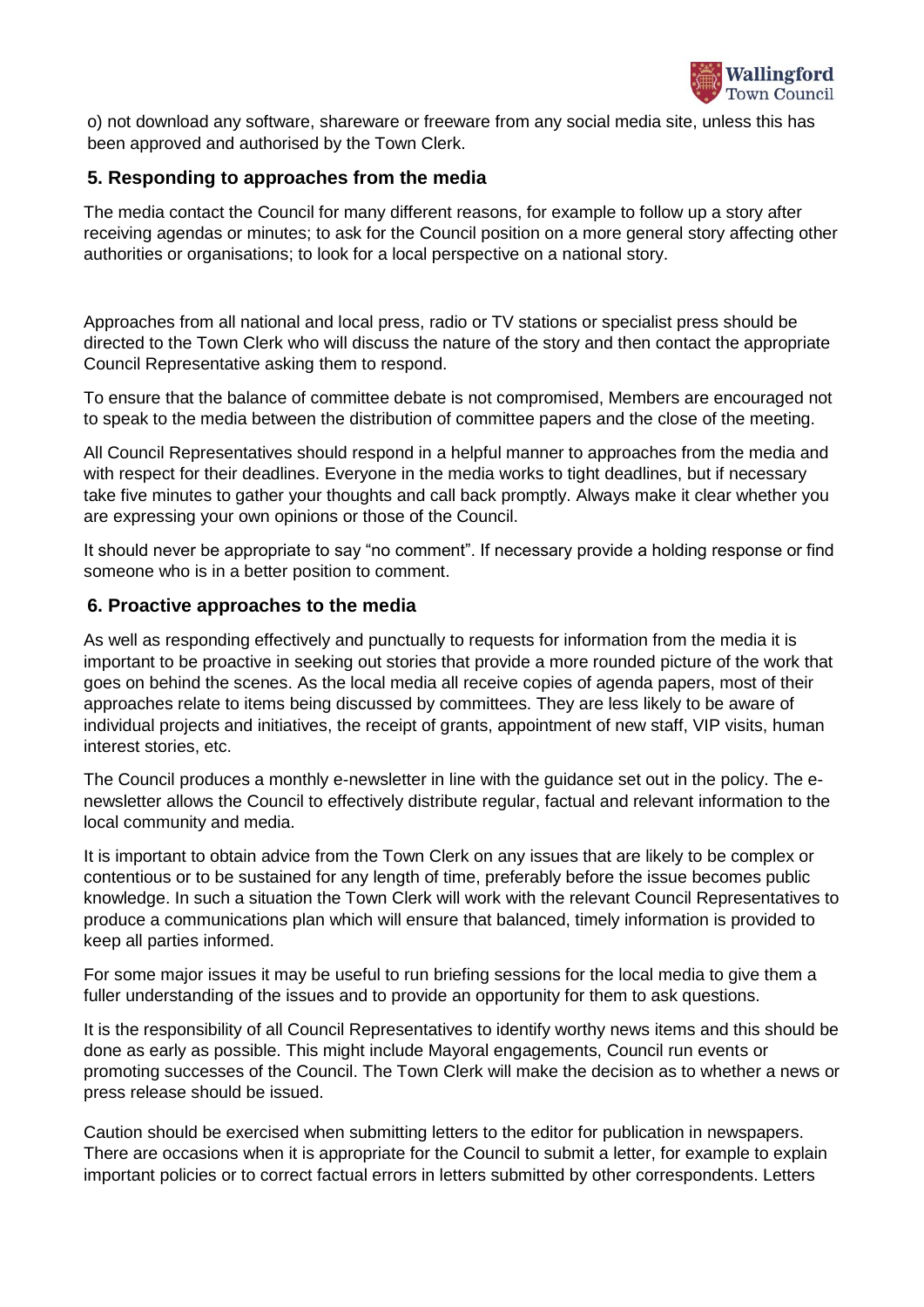o) not download any software, shareware or freeware from any social media site, unless this has been approved and authorised by the Town Clerk.

## 5. Responding to approaches from the media

The media contact the Council for many different reasons, for example to follow up a story after receiving agendas or minutes; to ask for the Council position on a more general story affecting other authorities or organisations; to look for a local perspective on a national story.

Approaches from all national and local press, radio or TV stations or specialist press should be directed to the Town Clerk who will discuss the nature of the story and then contact the appropriate Council Representative asking them to respond.

To ensure that the balance of committee debate is not compromised, Members are encouraged not to speak to the media between the distribution of committee papers and the close of the meeting.

All Council Representatives should respond in a helpful manner to approaches from the media and with respect for their deadlines. Everyone in the media works to tight deadlines, but if necessary take five minutes to gather your thoughts and call back promptly. Always make it clear whether you are expressing your own opinions or those of the Council.

It should never be appropriate to say "no comment". If necessary provide a holding response or find someone who is in a better position to comment.

## 6. Proactive approaches to the media

As well as responding effectively and punctually to requests for information from the media it is important to be proactive in seeking out stories that provide a more rounded picture of the work that goes on behind the scenes. As the local media all receive copies of agenda papers, most of their approaches relate to items being discussed by committees. They are less likely to be aware of individual projects and initiatives, the receipt of grants, appointment of new staff, VIP visits, human interest stories, etc.

The Council produces a monthly e-newsletter in line with the guidance set out in the policy. The e-newsletter allows the Council to effectively distribute regular, factual and relevant information to the local community and media.

It is important to obtain advice from the Town Clerk on any issues that are likely to be complex or contentious or to be sustained for any length of time, preferably before the issue becomes public knowledge. In such a situation the Town Clerk will work with the relevant Council Representatives to produce a communications plan which will ensure that balanced, timely information is provided to keep all parties informed.

For some major issues it may be useful to run briefing sessions for the local media to give them a fuller understanding of the issues and to provide an opportunity for them to ask questions.

It is the responsibility of all Council Representatives to identify worthy news items and this should be done as early as possible. This might include Mayoral engagements, Council run events or promoting successes of the Council. The Town Clerk will make the decision as to whether a news or press release should be issued.

Caution should be exercised when submitting letters to the editor for publication in newspapers. There are occasions when it is appropriate for the Council to submit a letter, for example to explain important policies or to correct factual errors in letters submitted by other correspondents. Letters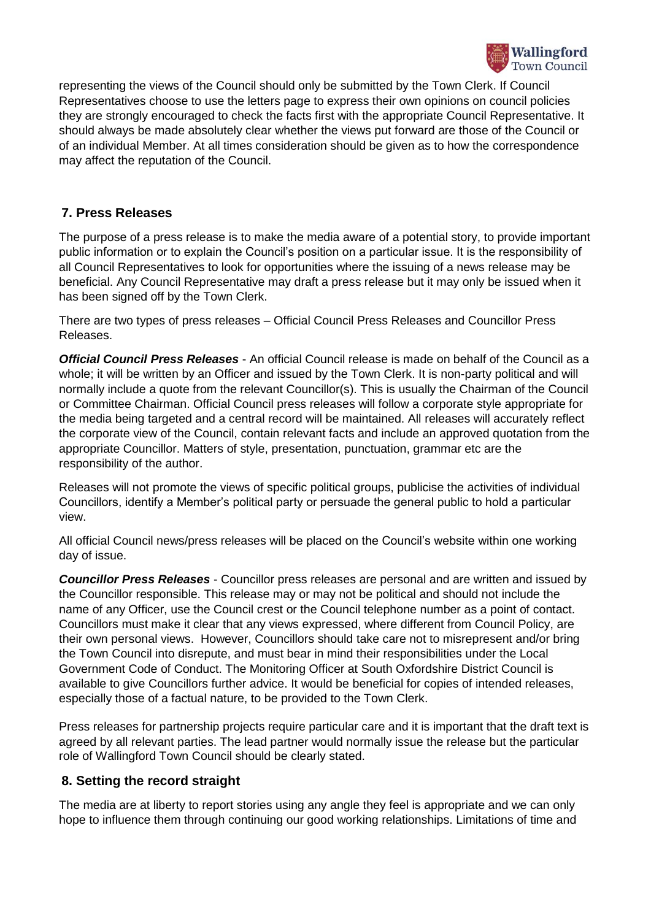representing the views of the Council should only be submitted by the Town Clerk. If Council Representatives choose to use the letters page to express their own opinions on council policies they are strongly encouraged to check the facts first with the appropriate Council Representative. It should always be made absolutely clear whether the views put forward are those of the Council or of an individual Member. At all times consideration should be given as to how the correspondence may affect the reputation of the Council.

## 7. Press Releases

The purpose of a press release is to make the media aware of a potential story, to provide important public information or to explain the Council's position on a particular issue. It is the responsibility of all Council Representatives to look for opportunities where the issuing of a news release may be beneficial. Any Council Representative may draft a press release but it may only be issued when it has been signed off by the Town Clerk.

There are two types of press releases – Official Council Press Releases and Councillor Press Releases.

***Official Council Press Releases*** - An official Council release is made on behalf of the Council as a whole; it will be written by an Officer and issued by the Town Clerk. It is non-party political and will normally include a quote from the relevant Councillor(s). This is usually the Chairman of the Council or Committee Chairman. Official Council press releases will follow a corporate style appropriate for the media being targeted and a central record will be maintained. All releases will accurately reflect the corporate view of the Council, contain relevant facts and include an approved quotation from the appropriate Councillor. Matters of style, presentation, punctuation, grammar etc are the responsibility of the author.

Releases will not promote the views of specific political groups, publicise the activities of individual Councillors, identify a Member's political party or persuade the general public to hold a particular view.

All official Council news/press releases will be placed on the Council's website within one working day of issue.

***Councillor Press Releases*** - Councillor press releases are personal and are written and issued by the Councillor responsible. This release may or may not be political and should not include the name of any Officer, use the Council crest or the Council telephone number as a point of contact. Councillors must make it clear that any views expressed, where different from Council Policy, are their own personal views. However, Councillors should take care not to misrepresent and/or bring the Town Council into disrepute, and must bear in mind their responsibilities under the Local Government Code of Conduct. The Monitoring Officer at South Oxfordshire District Council is available to give Councillors further advice. It would be beneficial for copies of intended releases, especially those of a factual nature, to be provided to the Town Clerk.

Press releases for partnership projects require particular care and it is important that the draft text is agreed by all relevant parties. The lead partner would normally issue the release but the particular role of Wallingford Town Council should be clearly stated.

## 8. Setting the record straight

The media are at liberty to report stories using any angle they feel is appropriate and we can only hope to influence them through continuing our good working relationships. Limitations of time and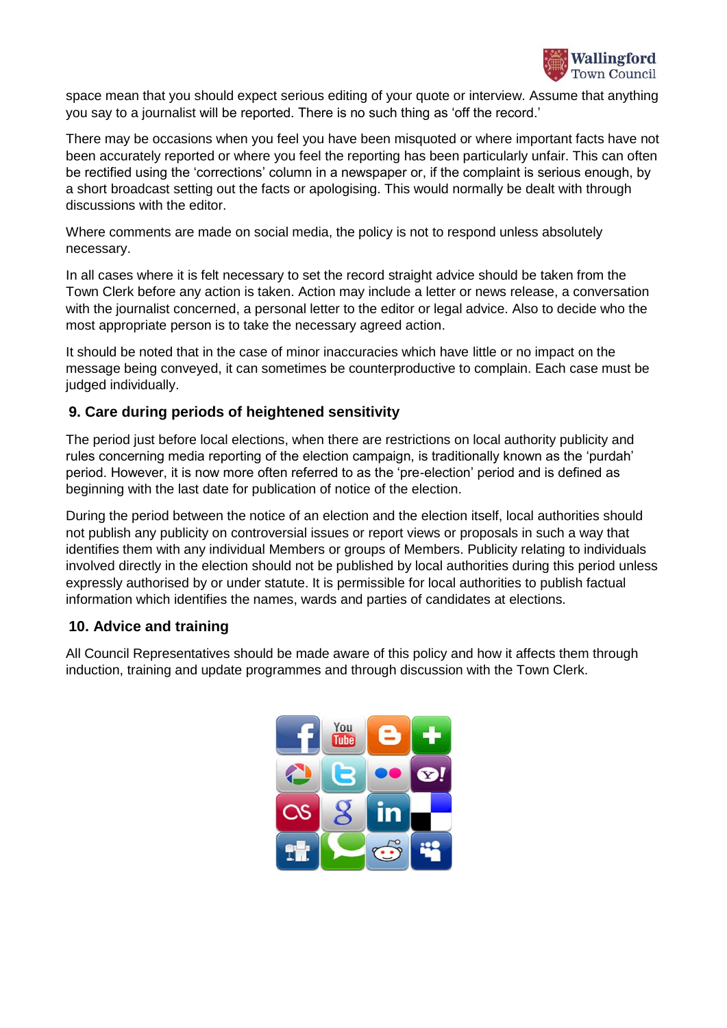space mean that you should expect serious editing of your quote or interview. Assume that anything you say to a journalist will be reported. There is no such thing as 'off the record.'

There may be occasions when you feel you have been misquoted or where important facts have not been accurately reported or where you feel the reporting has been particularly unfair. This can often be rectified using the 'corrections' column in a newspaper or, if the complaint is serious enough, by a short broadcast setting out the facts or apologising. This would normally be dealt with through discussions with the editor.

Where comments are made on social media, the policy is not to respond unless absolutely necessary.

In all cases where it is felt necessary to set the record straight advice should be taken from the Town Clerk before any action is taken. Action may include a letter or news release, a conversation with the journalist concerned, a personal letter to the editor or legal advice. Also to decide who the most appropriate person is to take the necessary agreed action.

It should be noted that in the case of minor inaccuracies which have little or no impact on the message being conveyed, it can sometimes be counterproductive to complain. Each case must be judged individually.

## 9. Care during periods of heightened sensitivity

The period just before local elections, when there are restrictions on local authority publicity and rules concerning media reporting of the election campaign, is traditionally known as the 'purdah' period. However, it is now more often referred to as the 'pre-election' period and is defined as beginning with the last date for publication of notice of the election.

During the period between the notice of an election and the election itself, local authorities should not publish any publicity on controversial issues or report views or proposals in such a way that identifies them with any individual Members or groups of Members. Publicity relating to individuals involved directly in the election should not be published by local authorities during this period unless expressly authorised by or under statute. It is permissible for local authorities to publish factual information which identifies the names, wards and parties of candidates at elections.

## 10. Advice and training

All Council Representatives should be made aware of this policy and how it affects them through induction, training and update programmes and through discussion with the Town Clerk.